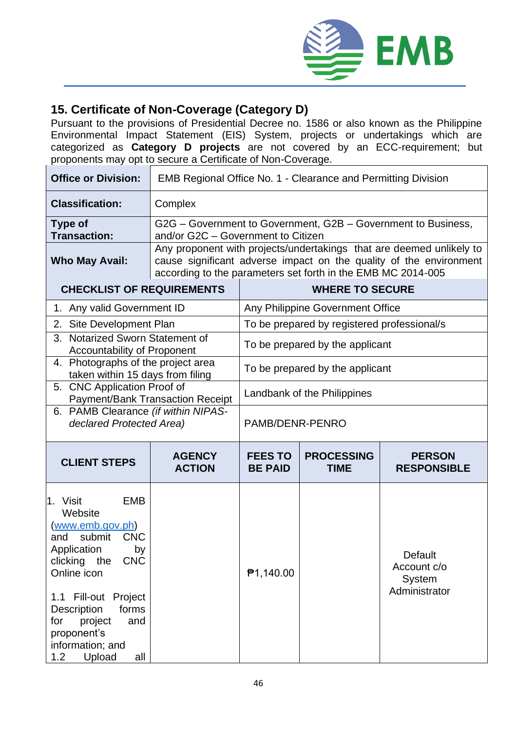## 15. Certificate of Non-Coverage (Category D)

Pursuant to the provisions of Presidential Decree no. 1586 or also known as the Philippine Environmental Impact Statement (EIS) System, projects or undertakings which are categorized as **Category D projects** are not covered by an ECC-requirement; but proponents may opt to secure a Certificate of Non-Coverage.

| **Office or Division:** | EMB Regional Office No. 1 - Clearance and Permitting Division |
|---|---|
| **Classification:** | Complex |
| **Type of Transaction:** | G2G – Government to Government, G2B – Government to Business, and/or G2C – Government to Citizen |
| **Who May Avail:** | Any proponent with projects/undertakings that are deemed unlikely to cause significant adverse impact on the quality of the environment according to the parameters set forth in the EMB MC 2014-005 |

| **CHECKLIST OF REQUIREMENTS** | **WHERE TO SECURE** |
|---|---|
| 1. Any valid Government ID | Any Philippine Government Office |
| 2. Site Development Plan | To be prepared by registered professional/s |
| 3. Notarized Sworn Statement of Accountability of Proponent | To be prepared by the applicant |
| 4. Photographs of the project area taken within 15 days from filing | To be prepared by the applicant |
| 5. CNC Application Proof of Payment/Bank Transaction Receipt | Landbank of the Philippines |
| 6. PAMB Clearance *(if within NIPAS-declared Protected Area)* | PAMB/DENR-PENRO |

| **CLIENT STEPS** | **AGENCY ACTION** | **FEES TO BE PAID** | **PROCESSING TIME** | **PERSON RESPONSIBLE** |
|---|---|---|---|---|
| 1. Visit EMB Website (www.emb.gov.ph) and submit CNC Application by clicking the CNC Online icon<br><br>1.1 Fill-out Project Description forms for project and proponent's information; and<br>1.2 Upload all | | ₱1,140.00 | | Default Account c/o System Administrator |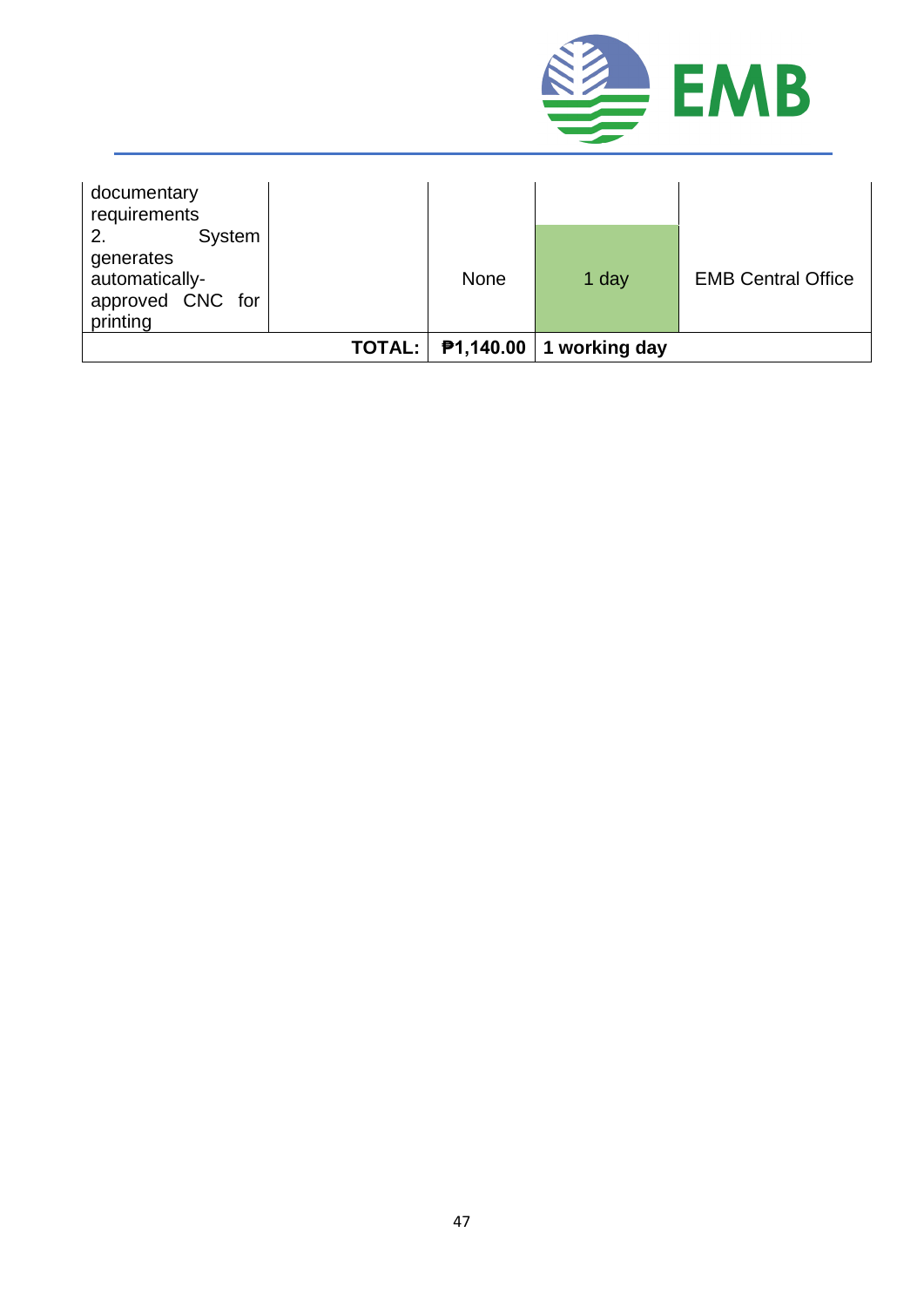| | | | | |
|---|---|---|---|---|
| documentary requirements<br>2. System generates automatically-approved CNC for printing | | None | 1 day | EMB Central Office |
| | **TOTAL:** | **₱1,140.00** | **1 working day** | |